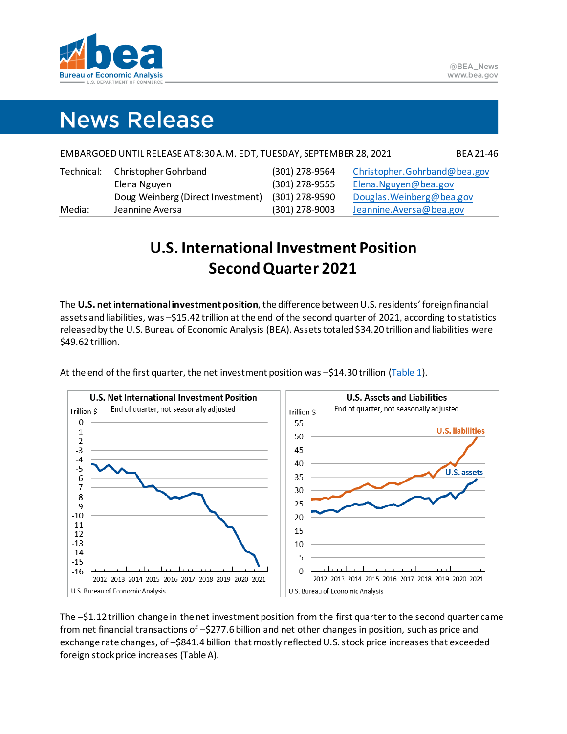@BEA_News
www.bea.gov

# News Release

EMBARGOED UNTIL RELEASE AT 8:30 A.M. EDT, TUESDAY, SEPTEMBER 28, 2021 BEA 21-46

| | | | |
|---|---|---|---|
| Technical: | Christopher Gohrband | (301) 278-9564 | Christopher.Gohrband@bea.gov |
| | Elena Nguyen | (301) 278-9555 | Elena.Nguyen@bea.gov |
| | Doug Weinberg (Direct Investment) | (301) 278-9590 | Douglas.Weinberg@bea.gov |
| Media: | Jeanninne Aversa | (301) 278-9003 | Jeannine.Aversa@bea.gov |

## U.S. International Investment Position Second Quarter 2021

The **U.S. net international investment position**, the difference between U.S. residents' foreign financial assets and liabilities, was –$15.42 trillion at the end of the second quarter of 2021, according to statistics released by the U.S. Bureau of Economic Analysis (BEA). Assets totaled $34.20 trillion and liabilities were $49.62 trillion.

At the end of the first quarter, the net investment position was –$14.30 trillion (Table 1).

**U.S. Net International Investment Position**
End of quarter, not seasonally adjusted
U.S. Bureau of Economic Analysis

**U.S. Assets and Liabilities**
End of quarter, not seasonally adjusted
U.S. Bureau of Economic Analysis

The –$1.12 trillion change in the net investment position from the first quarter to the second quarter came from net financial transactions of –$277.6 billion and net other changes in position, such as price and exchange rate changes, of –$841.4 billion that mostly reflected U.S. stock price increases that exceeded foreign stock price increases (Table A).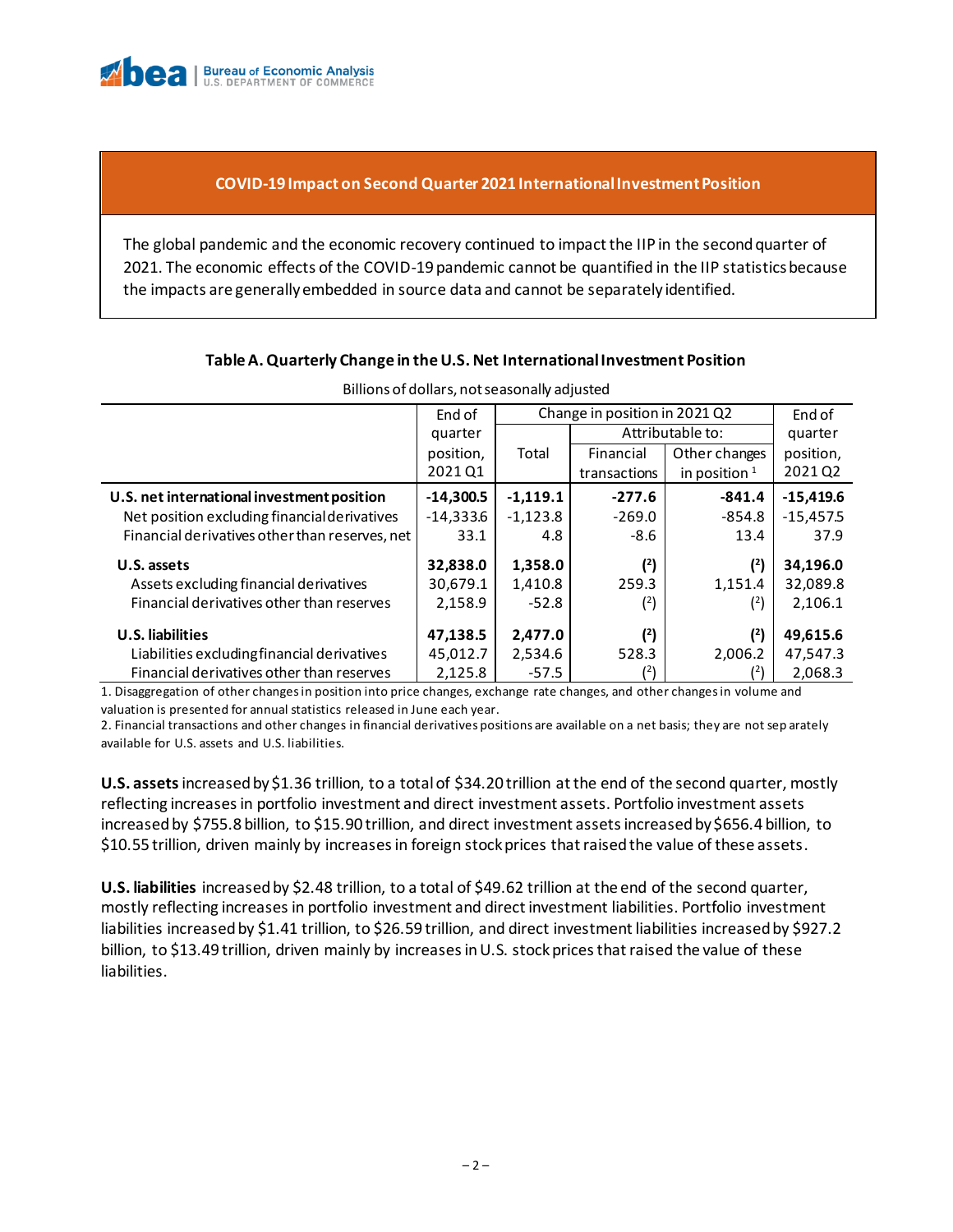## COVID-19 Impact on Second Quarter 2021 International Investment Position

The global pandemic and the economic recovery continued to impact the IIP in the second quarter of 2021. The economic effects of the COVID-19 pandemic cannot be quantified in the IIP statistics because the impacts are generally embedded in source data and cannot be separately identified.

### Table A. Quarterly Change in the U.S. Net International Investment Position

Billions of dollars, not seasonally adjusted

| | End of quarter position, 2021 Q1 | Change in position in 2021 Q2 | | | End of quarter position, 2021 Q2 |
|---|---|---|---|---|---|
| | | Total | Attributable to: | | |
| | | | Financial transactions | Other changes in position [1] | |
| **U.S. net international investment position** | **-14,300.5** | **-1,119.1** | **-277.6** | **-841.4** | **-15,419.6** |
| Net position excluding financial derivatives | -14,333.6 | -1,123.8 | -269.0 | -854.8 | -15,457.5 |
| Financial derivatives other than reserves, net | 33.1 | 4.8 | -8.6 | 13.4 | 37.9 |
| **U.S. assets** | **32,838.0** | **1,358.0** | **([2])** | **([2])** | **34,196.0** |
| Assets excluding financial derivatives | 30,679.1 | 1,410.8 | 259.3 | 1,151.4 | 32,089.8 |
| Financial derivatives other than reserves | 2,158.9 | -52.8 | ([2]) | ([2]) | 2,106.1 |
| **U.S. liabilities** | **47,138.5** | **2,477.0** | **([2])** | **([2])** | **49,615.6** |
| Liabilities excluding financial derivatives | 45,012.7 | 2,534.6 | 528.3 | 2,006.2 | 47,547.3 |
| Financial derivatives other than reserves | 2,125.8 | -57.5 | ([2]) | ([2]) | 2,068.3 |

1. Disaggregation of other changes in position into price changes, exchange rate changes, and other changes in volume and valuation is presented for annual statistics released in June each year.
2. Financial transactions and other changes in financial derivatives positions are available on a net basis; they are not separately available for U.S. assets and U.S. liabilities.

**U.S. assets** increased by $1.36 trillion, to a total of $34.20 trillion at the end of the second quarter, mostly reflecting increases in portfolio investment and direct investment assets. Portfolio investment assets increased by $755.8 billion, to $15.90 trillion, and direct investment assets increased by $656.4 billion, to $10.55 trillion, driven mainly by increases in foreign stock prices that raised the value of these assets.

**U.S. liabilities** increased by $2.48 trillion, to a total of $49.62 trillion at the end of the second quarter, mostly reflecting increases in portfolio investment and direct investment liabilities. Portfolio investment liabilities increased by $1.41 trillion, to $26.59 trillion, and direct investment liabilities increased by $927.2 billion, to $13.49 trillion, driven mainly by increases in U.S. stock prices that raised the value of these liabilities.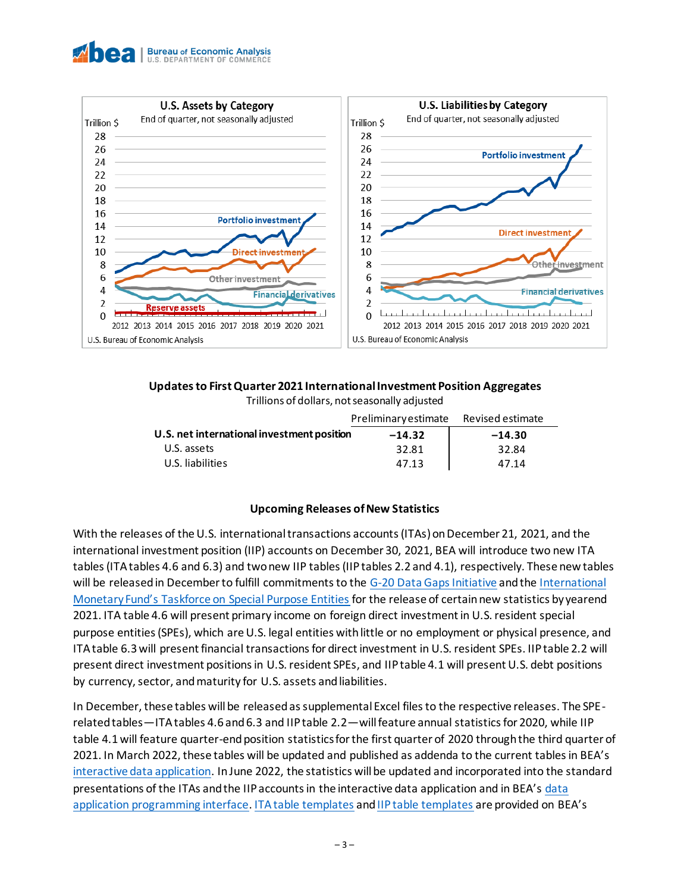U.S. Assets by Category
End of quarter, not seasonally adjusted

U.S. Liabilities by Category
End of quarter, not seasonally adjusted

U.S. Bureau of Economic Analysis

**Updates to First Quarter 2021 International Investment Position Aggregates**

Trillions of dollars, not seasonally adjusted

| | Preliminary estimate | Revised estimate |
|---|---|---|
| **U.S. net international investment position** | **−14.32** | **−14.30** |
| U.S. assets | 32.81 | 32.84 |
| U.S. liabilities | 47.13 | 47.14 |

## Upcoming Releases of New Statistics

With the releases of the U.S. international transactions accounts (ITAs) on December 21, 2021, and the international investment position (IIP) accounts on December 30, 2021, BEA will introduce two new ITA tables (ITA tables 4.6 and 6.3) and two new IIP tables (IIP tables 2.2 and 4.1), respectively. These new tables will be released in December to fulfill commitments to the G-20 Data Gaps Initiative and the International Monetary Fund's Taskforce on Special Purpose Entities for the release of certain new statistics by yearend 2021. ITA table 4.6 will present primary income on foreign direct investment in U.S. resident special purpose entities (SPEs), which are U.S. legal entities with little or no employment or physical presence, and ITA table 6.3 will present financial transactions for direct investment in U.S. resident SPEs. IIP table 2.2 will present direct investment positions in U.S. resident SPEs, and IIP table 4.1 will present U.S. debt positions by currency, sector, and maturity for U.S. assets and liabilities.

In December, these tables will be released as supplemental Excel files to the respective releases. The SPE-related tables—ITA tables 4.6 and 6.3 and IIP table 2.2—will feature annual statistics for 2020, while IIP table 4.1 will feature quarter-end position statistics for the first quarter of 2020 through the third quarter of 2021. In March 2022, these tables will be updated and published as addenda to the current tables in BEA's interactive data application. In June 2022, the statistics will be updated and incorporated into the standard presentations of the ITAs and the IIP accounts in the interactive data application and in BEA's data application programming interface. ITA table templates and IIP table templates are provided on BEA's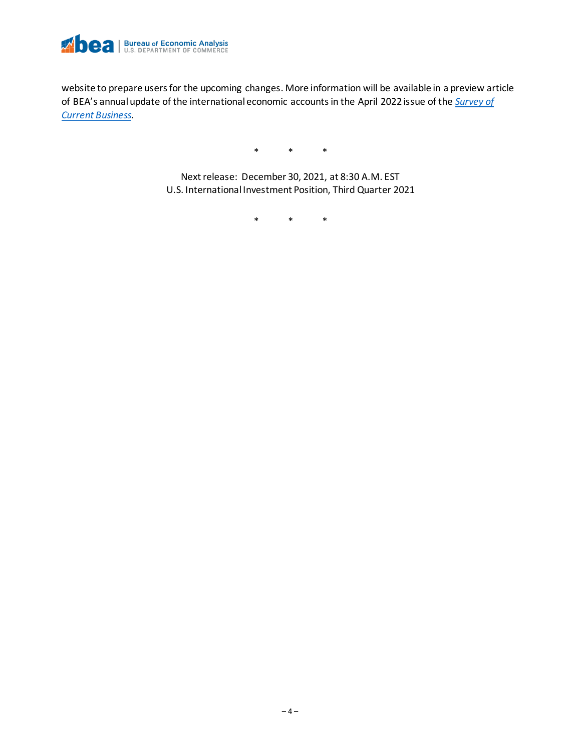website to prepare users for the upcoming changes. More information will be available in a preview article of BEA's annual update of the international economic accounts in the April 2022 issue of the *Survey of Current Business*.

\*   \*   \*

Next release: December 30, 2021, at 8:30 A.M. EST
U.S. International Investment Position, Third Quarter 2021

\*   \*   \*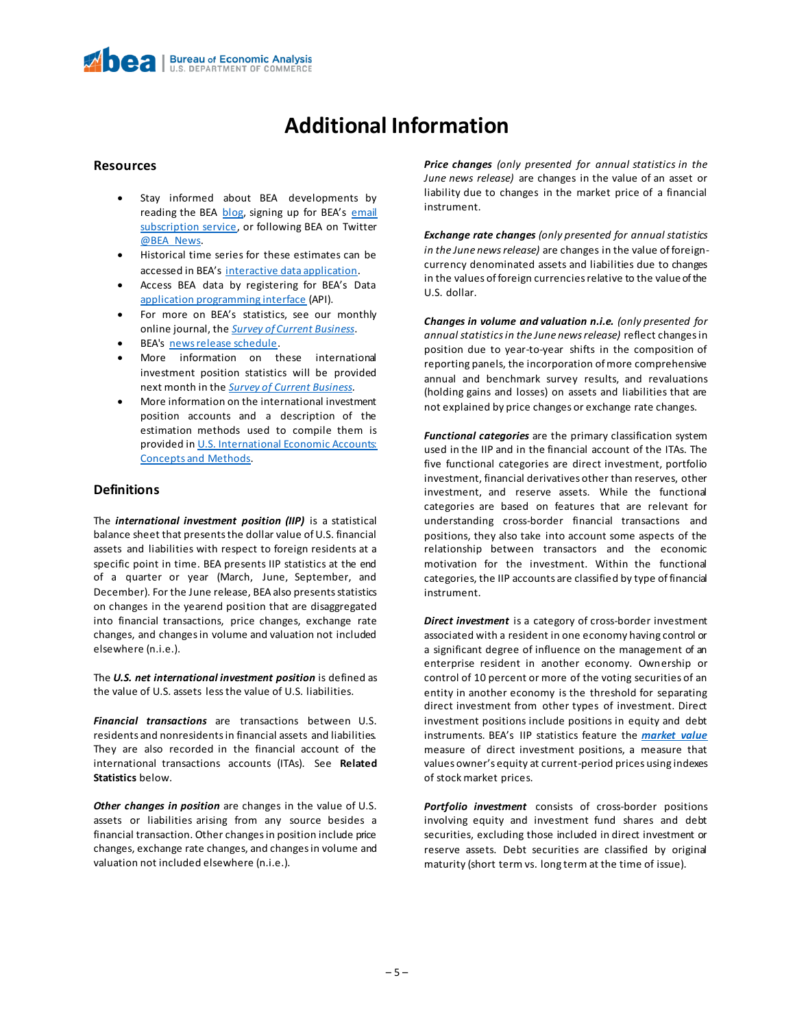# Additional Information

## Resources

- Stay informed about BEA developments by reading the BEA blog, signing up for BEA's email subscription service, or following BEA on Twitter @BEA_News.
- Historical time series for these estimates can be accessed in BEA's interactive data application.
- Access BEA data by registering for BEA's Data application programming interface (API).
- For more on BEA's statistics, see our monthly online journal, the *Survey of Current Business*.
- BEA's news release schedule.
- More information on these international investment position statistics will be provided next month in the *Survey of Current Business*.
- More information on the international investment position accounts and a description of the estimation methods used to compile them is provided in U.S. International Economic Accounts: Concepts and Methods.

## Definitions

The ***international investment position (IIP)*** is a statistical balance sheet that presents the dollar value of U.S. financial assets and liabilities with respect to foreign residents at a specific point in time. BEA presents IIP statistics at the end of a quarter or year (March, June, September, and December). For the June release, BEA also presents statistics on changes in the yearend position that are disaggregated into financial transactions, price changes, exchange rate changes, and changes in volume and valuation not included elsewhere (n.i.e.).

The ***U.S. net international investment position*** is defined as the value of U.S. assets less the value of U.S. liabilities.

***Financial transactions*** are transactions between U.S. residents and nonresidents in financial assets and liabilities. They are also recorded in the financial account of the international transactions accounts (ITAs). See **Related Statistics** below.

***Other changes in position*** are changes in the value of U.S. assets or liabilities arising from any source besides a financial transaction. Other changes in position include price changes, exchange rate changes, and changes in volume and valuation not included elsewhere (n.i.e.).

***Price changes*** *(only presented for annual statistics in the June news release)* are changes in the value of an asset or liability due to changes in the market price of a financial instrument.

***Exchange rate changes*** *(only presented for annual statistics in the June news release)* are changes in the value of foreign-currency denominated assets and liabilities due to changes in the values of foreign currencies relative to the value of the U.S. dollar.

***Changes in volume and valuation n.i.e.*** *(only presented for annual statistics in the June news release)* reflect changes in position due to year-to-year shifts in the composition of reporting panels, the incorporation of more comprehensive annual and benchmark survey results, and revaluations (holding gains and losses) on assets and liabilities that are not explained by price changes or exchange rate changes.

***Functional categories*** are the primary classification system used in the IIP and in the financial account of the ITAs. The five functional categories are direct investment, portfolio investment, financial derivatives other than reserves, other investment, and reserve assets. While the functional categories are based on features that are relevant for understanding cross-border financial transactions and positions, they also take into account some aspects of the relationship between transactors and the economic motivation for the investment. Within the functional categories, the IIP accounts are classified by type of financial instrument.

***Direct investment*** is a category of cross-border investment associated with a resident in one economy having control or a significant degree of influence on the management of an enterprise resident in another economy. Ownership or control of 10 percent or more of the voting securities of an entity in another economy is the threshold for separating direct investment from other types of investment. Direct investment positions include positions in equity and debt instruments. BEA's IIP statistics feature the ***market value*** measure of direct investment positions, a measure that values owner's equity at current-period prices using indexes of stock market prices.

***Portfolio investment*** consists of cross-border positions involving equity and investment fund shares and debt securities, excluding those included in direct investment or reserve assets. Debt securities are classified by original maturity (short term vs. long term at the time of issue).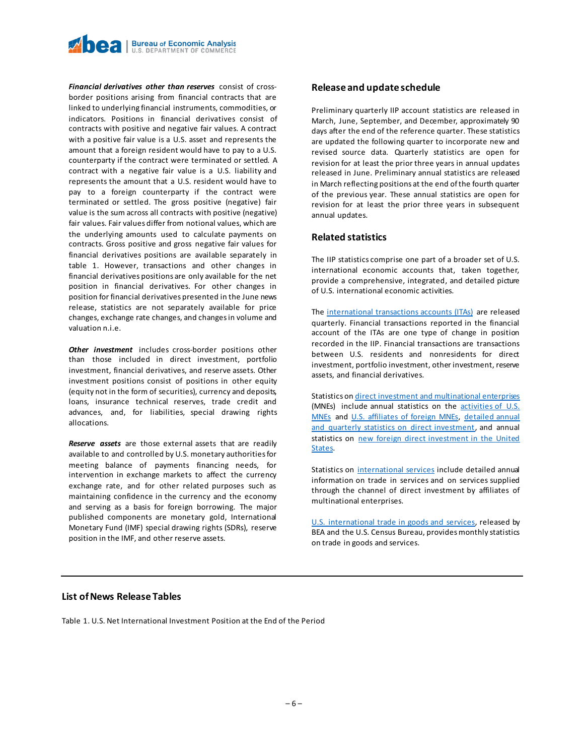***Financial derivatives other than reserves*** consist of cross-border positions arising from financial contracts that are linked to underlying financial instruments, commodities, or indicators. Positions in financial derivatives consist of contracts with positive and negative fair values. A contract with a positive fair value is a U.S. asset and represents the amount that a foreign resident would have to pay to a U.S. counterparty if the contract were terminated or settled. A contract with a negative fair value is a U.S. liability and represents the amount that a U.S. resident would have to pay to a foreign counterparty if the contract were terminated or settled. The gross positive (negative) fair value is the sum across all contracts with positive (negative) fair values. Fair values differ from notional values, which are the underlying amounts used to calculate payments on contracts. Gross positive and gross negative fair values for financial derivatives positions are available separately in table 1. However, transactions and other changes in financial derivatives positions are only available for the net position in financial derivatives. For other changes in position for financial derivatives presented in the June news release, statistics are not separately available for price changes, exchange rate changes, and changes in volume and valuation n.i.e.

***Other investment*** includes cross-border positions other than those included in direct investment, portfolio investment, financial derivatives, and reserve assets. Other investment positions consist of positions in other equity (equity not in the form of securities), currency and deposits, loans, insurance technical reserves, trade credit and advances, and, for liabilities, special drawing rights allocations.

***Reserve assets*** are those external assets that are readily available to and controlled by U.S. monetary authorities for meeting balance of payments financing needs, for intervention in exchange markets to affect the currency exchange rate, and for other related purposes such as maintaining confidence in the currency and the economy and serving as a basis for foreign borrowing. The major published components are monetary gold, International Monetary Fund (IMF) special drawing rights (SDRs), reserve position in the IMF, and other reserve assets.

## Release and update schedule

Preliminary quarterly IIP account statistics are released in March, June, September, and December, approximately 90 days after the end of the reference quarter. These statistics are updated the following quarter to incorporate new and revised source data. Quarterly statistics are open for revision for at least the prior three years in annual updates released in June. Preliminary annual statistics are released in March reflecting positions at the end of the fourth quarter of the previous year. These annual statistics are open for revision for at least the prior three years in subsequent annual updates.

## Related statistics

The IIP statistics comprise one part of a broader set of U.S. international economic accounts that, taken together, provide a comprehensive, integrated, and detailed picture of U.S. international economic activities.

The international transactions accounts (ITAs) are released quarterly. Financial transactions reported in the financial account of the ITAs are one type of change in position recorded in the IIP. Financial transactions are transactions between U.S. residents and nonresidents for direct investment, portfolio investment, other investment, reserve assets, and financial derivatives.

Statistics on direct investment and multinational enterprises (MNEs) include annual statistics on the activities of U.S. MNEs and U.S. affiliates of foreign MNEs, detailed annual and quarterly statistics on direct investment, and annual statistics on new foreign direct investment in the United States.

Statistics on international services include detailed annual information on trade in services and on services supplied through the channel of direct investment by affiliates of multinational enterprises.

U.S. international trade in goods and services, released by BEA and the U.S. Census Bureau, provides monthly statistics on trade in goods and services.

## List of News Release Tables

Table 1. U.S. Net International Investment Position at the End of the Period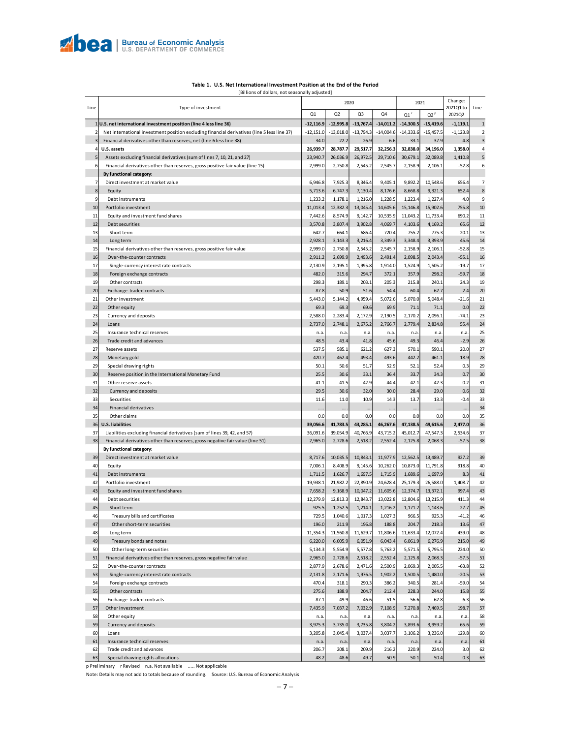**Table 1. U.S. Net International Investment Position at the End of the Period**

[Billions of dollars, not seasonally adjusted]

| Line | Type of investment | 2020 Q1 | 2020 Q2 | 2020 Q3 | 2020 Q4 | 2021 Q1 r | 2021 Q2 p | Change: 2021Q1 to 2021Q2 | Line |
|---|---|---|---|---|---|---|---|---|---|
| 1 | **U.S. net international investment position (line 4 less line 36)** | **-12,116.9** | **-12,995.8** | **-13,767.4** | **-14,011.2** | **-14,300.5** | **-15,419.6** | **-1,119.1** | 1 |
| 2 | Net international investment position excluding financial derivatives (line 5 less line 37) | -12,151.0 | -13,018.0 | -13,794.3 | -14,004.6 | -14,333.6 | -15,457.5 | -1,123.8 | 2 |
| 3 | Financial derivatives other than reserves, net (line 6 less line 38) | 34.0 | 22.2 | 26.9 | -6.6 | 33.1 | 37.9 | 4.8 | 3 |
| 4 | **U.S. assets** | **26,939.7** | **28,787.7** | **29,517.7** | **32,256.3** | **32,838.0** | **34,196.0** | **1,358.0** | 4 |
| 5 | Assets excluding financial derivatives (sum of lines 7, 10, 21, and 27) | 23,940.7 | 26,036.9 | 26,972.5 | 29,710.6 | 30,679.1 | 32,089.8 | 1,410.8 | 5 |
| 6 | Financial derivatives other than reserves, gross positive fair value (line 15) | 2,999.0 | 2,750.8 | 2,545.2 | 2,545.7 | 2,158.9 | 2,106.1 | -52.8 | 6 |
| | **By functional category:** | | | | | | | | |
| 7 | Direct investment at market value | 6,946.8 | 7,925.3 | 8,346.4 | 9,405.1 | 9,892.2 | 10,548.6 | 656.4 | 7 |
| 8 | Equity | 5,713.6 | 6,747.3 | 7,130.4 | 8,176.6 | 8,668.8 | 9,321.3 | 652.4 | 8 |
| 9 | Debt instruments | 1,233.2 | 1,178.1 | 1,216.0 | 1,228.5 | 1,223.4 | 1,227.4 | 4.0 | 9 |
| 10 | Portfolio investment | 11,013.4 | 12,382.3 | 13,045.4 | 14,605.6 | 15,146.8 | 15,902.6 | 755.8 | 10 |
| 11 | Equity and investment fund shares | 7,442.6 | 8,574.9 | 9,142.7 | 10,535.9 | 11,043.2 | 11,733.4 | 690.2 | 11 |
| 12 | Debt securities | 3,570.8 | 3,807.4 | 3,902.8 | 4,069.7 | 4,103.6 | 4,169.2 | 65.6 | 12 |
| 13 | Short term | 642.7 | 664.1 | 686.4 | 720.4 | 755.2 | 775.3 | 20.1 | 13 |
| 14 | Long term | 2,928.1 | 3,143.3 | 3,216.4 | 3,349.3 | 3,348.4 | 3,393.9 | 45.6 | 14 |
| 15 | Financial derivatives other than reserves, gross positive fair value | 2,999.0 | 2,750.8 | 2,545.2 | 2,545.7 | 2,158.9 | 2,106.1 | -52.8 | 15 |
| 16 | Over-the-counter contracts | 2,911.2 | 2,699.9 | 2,493.6 | 2,491.4 | 2,098.5 | 2,043.4 | -55.1 | 16 |
| 17 | Single-currency interest rate contracts | 2,130.9 | 2,195.1 | 1,995.8 | 1,914.0 | 1,524.9 | 1,505.2 | -19.7 | 17 |
| 18 | Foreign exchange contracts | 482.0 | 315.6 | 294.7 | 372.1 | 357.9 | 298.2 | -59.7 | 18 |
| 19 | Other contracts | 298.3 | 189.1 | 203.1 | 205.3 | 215.8 | 240.1 | 24.3 | 19 |
| 20 | Exchange-traded contracts | 87.8 | 50.9 | 51.6 | 54.4 | 60.4 | 62.7 | 2.4 | 20 |
| 21 | Other investment | 5,443.0 | 5,144.2 | 4,959.4 | 5,072.6 | 5,070.0 | 5,048.4 | -21.6 | 21 |
| 22 | Other equity | 69.3 | 69.3 | 69.6 | 69.9 | 71.1 | 71.1 | 0.0 | 22 |
| 23 | Currency and deposits | 2,588.0 | 2,283.4 | 2,172.9 | 2,190.5 | 2,170.2 | 2,096.1 | -74.1 | 23 |
| 24 | Loans | 2,737.0 | 2,748.1 | 2,675.2 | 2,766.7 | 2,779.4 | 2,834.8 | 55.4 | 24 |
| 25 | Insurance technical reserves | n.a. | n.a. | n.a. | n.a. | n.a. | n.a. | n.a. | 25 |
| 26 | Trade credit and advances | 48.5 | 43.4 | 41.8 | 45.6 | 49.3 | 46.4 | -2.9 | 26 |
| 27 | Reserve assets | 537.5 | 585.1 | 621.2 | 627.3 | 570.1 | 590.1 | 20.0 | 27 |
| 28 | Monetary gold | 420.7 | 462.4 | 493.4 | 493.6 | 442.2 | 461.1 | 18.9 | 28 |
| 29 | Special drawing rights | 50.1 | 50.6 | 51.7 | 52.9 | 52.1 | 52.4 | 0.3 | 29 |
| 30 | Reserve position in the International Monetary Fund | 25.5 | 30.6 | 33.1 | 36.4 | 33.7 | 34.3 | 0.7 | 30 |
| 31 | Other reserve assets | 41.1 | 41.5 | 42.9 | 44.4 | 42.1 | 42.3 | 0.2 | 31 |
| 32 | Currency and deposits | 29.5 | 30.6 | 32.0 | 30.0 | 28.4 | 29.0 | 0.6 | 32 |
| 33 | Securities | 11.6 | 11.0 | 10.9 | 14.3 | 13.7 | 13.3 | -0.4 | 33 |
| 34 | Financial derivatives | ..... | ..... | ..... | ..... | ..... | ..... | ..... | 34 |
| 35 | Other claims | 0.0 | 0.0 | 0.0 | 0.0 | 0.0 | 0.0 | 0.0 | 35 |
| 36 | **U.S. liabilities** | **39,056.6** | **41,783.5** | **43,285.1** | **46,267.6** | **47,138.5** | **49,615.6** | **2,477.0** | 36 |
| 37 | Liabilities excluding financial derivatives (sum of lines 39, 42, and 57) | 36,091.6 | 39,054.9 | 40,766.9 | 43,715.2 | 45,012.7 | 47,547.3 | 2,534.6 | 37 |
| 38 | Financial derivatives other than reserves, gross negative fair value (line 51) | 2,965.0 | 2,728.6 | 2,518.2 | 2,552.4 | 2,125.8 | 2,068.3 | -57.5 | 38 |
| | **By functional category:** | | | | | | | | |
| 39 | Direct investment at market value | 8,717.6 | 10,035.5 | 10,843.1 | 11,977.9 | 12,562.5 | 13,489.7 | 927.2 | 39 |
| 40 | Equity | 7,006.1 | 8,408.9 | 9,145.6 | 10,262.0 | 10,873.0 | 11,791.8 | 918.8 | 40 |
| 41 | Debt instruments | 1,711.5 | 1,626.7 | 1,697.5 | 1,715.9 | 1,689.6 | 1,697.9 | 8.3 | 41 |
| 42 | Portfolio investment | 19,938.1 | 21,982.2 | 22,890.9 | 24,628.4 | 25,179.3 | 26,588.0 | 1,408.7 | 42 |
| 43 | Equity and investment fund shares | 7,658.2 | 9,168.9 | 10,047.2 | 11,605.6 | 12,374.7 | 13,372.1 | 997.4 | 43 |
| 44 | Debt securities | 12,279.9 | 12,813.3 | 12,843.7 | 13,022.8 | 12,804.6 | 13,215.9 | 411.3 | 44 |
| 45 | Short term | 925.5 | 1,252.5 | 1,214.1 | 1,216.2 | 1,171.2 | 1,143.6 | -27.7 | 45 |
| 46 | Treasury bills and certificates | 729.5 | 1,040.6 | 1,017.3 | 1,027.3 | 966.5 | 925.3 | -41.2 | 46 |
| 47 | Other short-term securities | 196.0 | 211.9 | 196.8 | 188.8 | 204.7 | 218.3 | 13.6 | 47 |
| 48 | Long term | 11,354.3 | 11,560.8 | 11,629.7 | 11,806.6 | 11,633.4 | 12,072.4 | 439.0 | 48 |
| 49 | Treasury bonds and notes | 6,220.0 | 6,005.9 | 6,051.9 | 6,043.4 | 6,061.9 | 6,276.9 | 215.0 | 49 |
| 50 | Other long-term securities | 5,134.3 | 5,554.9 | 5,577.8 | 5,763.2 | 5,571.5 | 5,795.5 | 224.0 | 50 |
| 51 | Financial derivatives other than reserves, gross negative fair value | 2,965.0 | 2,728.6 | 2,518.2 | 2,552.4 | 2,125.8 | 2,068.3 | -57.5 | 51 |
| 52 | Over-the-counter contracts | 2,877.9 | 2,678.6 | 2,471.6 | 2,500.9 | 2,069.3 | 2,005.5 | -63.8 | 52 |
| 53 | Single-currency interest rate contracts | 2,131.8 | 2,171.6 | 1,976.5 | 1,902.2 | 1,500.5 | 1,480.0 | -20.5 | 53 |
| 54 | Foreign exchange contracts | 470.4 | 318.1 | 290.3 | 386.2 | 340.5 | 281.4 | -59.0 | 54 |
| 55 | Other contracts | 275.6 | 188.9 | 204.7 | 212.4 | 228.3 | 244.0 | 15.8 | 55 |
| 56 | Exchange-traded contracts | 87.1 | 49.9 | 46.6 | 51.5 | 56.6 | 62.8 | 6.3 | 56 |
| 57 | Other investment | 7,435.9 | 7,037.2 | 7,032.9 | 7,108.9 | 7,270.8 | 7,469.5 | 198.7 | 57 |
| 58 | Other equity | n.a. | n.a. | n.a. | n.a. | n.a. | n.a. | n.a. | 58 |
| 59 | Currency and deposits | 3,975.3 | 3,735.0 | 3,735.8 | 3,804.2 | 3,893.6 | 3,959.2 | 65.6 | 59 |
| 60 | Loans | 3,205.8 | 3,045.4 | 3,037.4 | 3,037.7 | 3,106.2 | 3,236.0 | 129.8 | 60 |
| 61 | Insurance technical reserves | n.a. | n.a. | n.a. | n.a. | n.a. | n.a. | n.a. | 61 |
| 62 | Trade credit and advances | 206.7 | 208.1 | 209.9 | 216.2 | 220.9 | 224.0 | 3.0 | 62 |
| 63 | Special drawing rights allocations | 48.2 | 48.6 | 49.7 | 50.9 | 50.1 | 50.4 | 0.3 | 63 |

p Preliminary r Revised n.a. Not available ..... Not applicable

Note: Details may not add to totals because of rounding. Source: U.S. Bureau of Economic Analysis